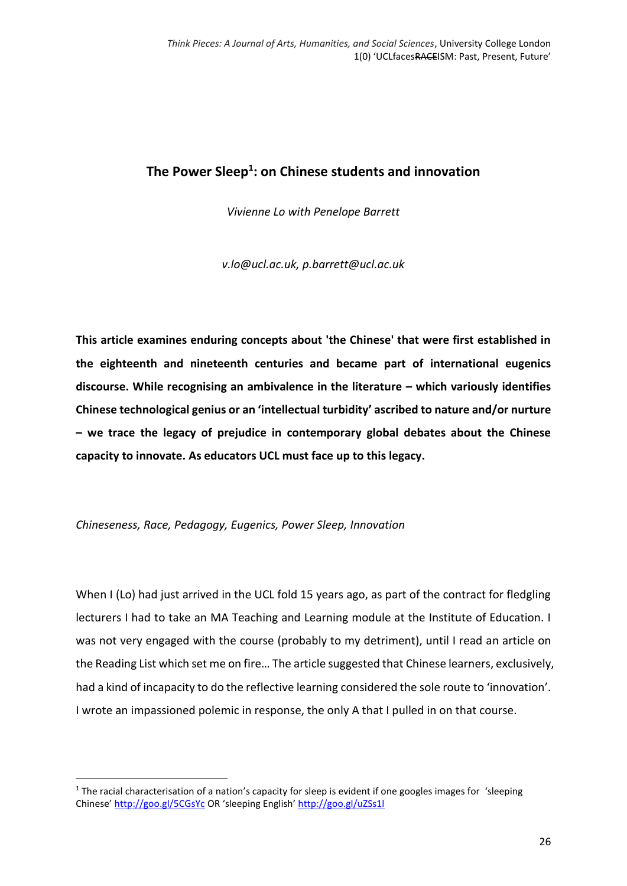# The Power Sleep[1]: on Chinese students and innovation

*Vivienne Lo with Penelope Barrett*

*v.lo@ucl.ac.uk, p.barrett@ucl.ac.uk*

**This article examines enduring concepts about 'the Chinese' that were first established in the eighteenth and nineteenth centuries and became part of international eugenics discourse. While recognising an ambivalence in the literature – which variously identifies Chinese technological genius or an 'intellectual turbidity' ascribed to nature and/or nurture – we trace the legacy of prejudice in contemporary global debates about the Chinese capacity to innovate. As educators UCL must face up to this legacy.**

*Chineseness, Race, Pedagogy, Eugenics, Power Sleep, Innovation*

When I (Lo) had just arrived in the UCL fold 15 years ago, as part of the contract for fledgling lecturers I had to take an MA Teaching and Learning module at the Institute of Education. I was not very engaged with the course (probably to my detriment), until I read an article on the Reading List which set me on fire… The article suggested that Chinese learners, exclusively, had a kind of incapacity to do the reflective learning considered the sole route to 'innovation'. I wrote an impassioned polemic in response, the only A that I pulled in on that course.

[1] The racial characterisation of a nation's capacity for sleep is evident if one googles images for 'sleeping Chinese' http://goo.gl/5CGsYc OR 'sleeping English' http://goo.gl/uZSs1l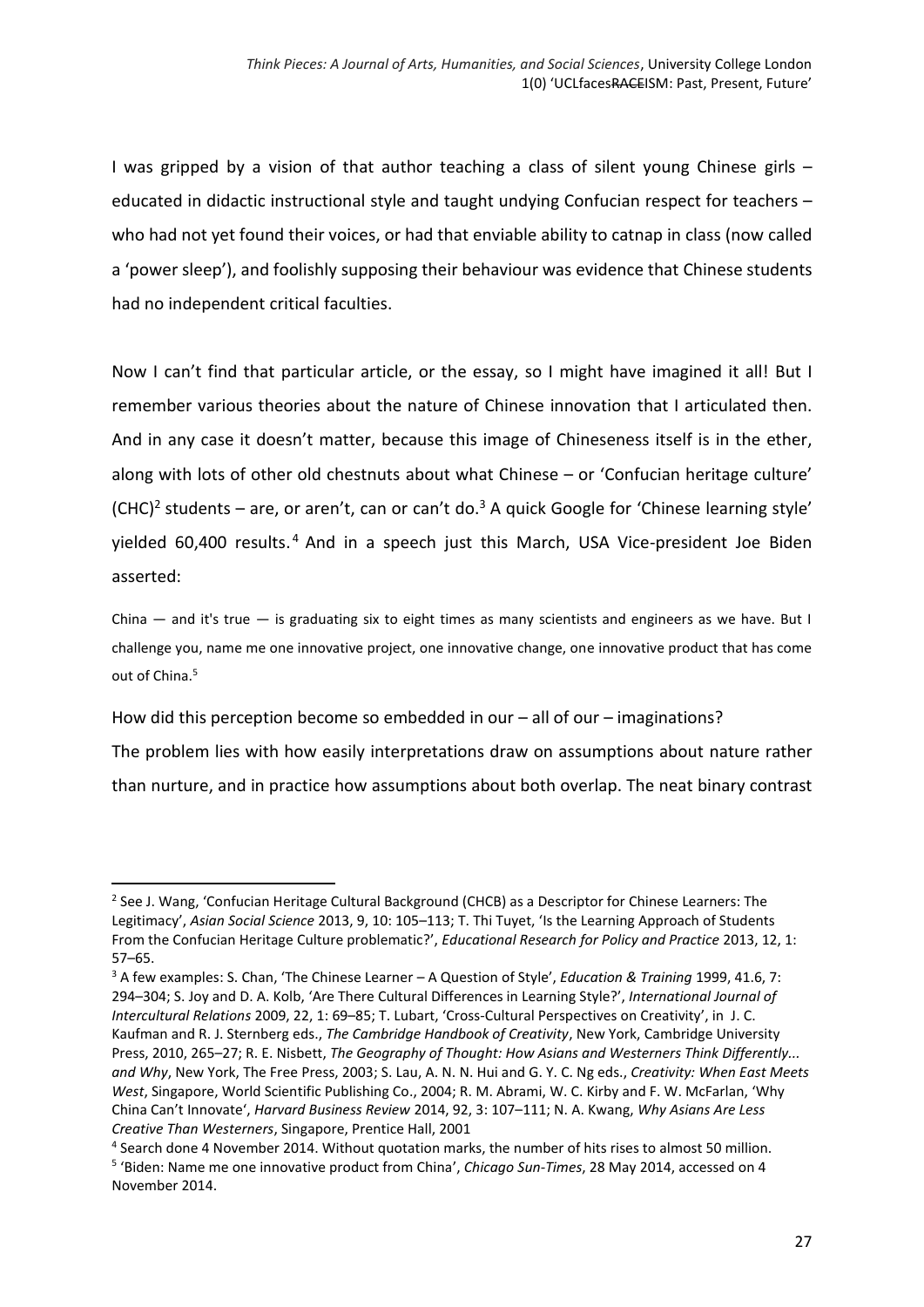I was gripped by a vision of that author teaching a class of silent young Chinese girls – educated in didactic instructional style and taught undying Confucian respect for teachers – who had not yet found their voices, or had that enviable ability to catnap in class (now called a 'power sleep'), and foolishly supposing their behaviour was evidence that Chinese students had no independent critical faculties.

Now I can't find that particular article, or the essay, so I might have imagined it all! But I remember various theories about the nature of Chinese innovation that I articulated then. And in any case it doesn't matter, because this image of Chineseness itself is in the ether, along with lots of other old chestnuts about what Chinese – or 'Confucian heritage culture' (CHC)[2] students – are, or aren't, can or can't do.[3] A quick Google for 'Chinese learning style' yielded 60,400 results.[4] And in a speech just this March, USA Vice-president Joe Biden asserted:

> China — and it's true — is graduating six to eight times as many scientists and engineers as we have. But I challenge you, name me one innovative project, one innovative change, one innovative product that has come out of China.[5]

How did this perception become so embedded in our – all of our – imaginations?

The problem lies with how easily interpretations draw on assumptions about nature rather than nurture, and in practice how assumptions about both overlap. The neat binary contrast

---

[2] See J. Wang, 'Confucian Heritage Cultural Background (CHCB) as a Descriptor for Chinese Learners: The Legitimacy', *Asian Social Science* 2013, 9, 10: 105–113; T. Thi Tuyet, 'Is the Learning Approach of Students From the Confucian Heritage Culture problematic?', *Educational Research for Policy and Practice* 2013, 12, 1: 57–65.

[3] A few examples: S. Chan, 'The Chinese Learner – A Question of Style', *Education & Training* 1999, 41.6, 7: 294–304; S. Joy and D. A. Kolb, 'Are There Cultural Differences in Learning Style?', *International Journal of Intercultural Relations* 2009, 22, 1: 69–85; T. Lubart, 'Cross-Cultural Perspectives on Creativity', in J. C. Kaufman and R. J. Sternberg eds., *The Cambridge Handbook of Creativity*, New York, Cambridge University Press, 2010, 265–27; R. E. Nisbett, *The Geography of Thought: How Asians and Westerners Think Differently... and Why*, New York, The Free Press, 2003; S. Lau, A. N. N. Hui and G. Y. C. Ng eds., *Creativity: When East Meets West*, Singapore, World Scientific Publishing Co., 2004; R. M. Abrami, W. C. Kirby and F. W. McFarlan, 'Why China Can't Innovate', *Harvard Business Review* 2014, 92, 3: 107–111; N. A. Kwang, *Why Asians Are Less Creative Than Westerners*, Singapore, Prentice Hall, 2001

[4] Search done 4 November 2014. Without quotation marks, the number of hits rises to almost 50 million.

[5] 'Biden: Name me one innovative product from China', *Chicago Sun-Times*, 28 May 2014, accessed on 4 November 2014.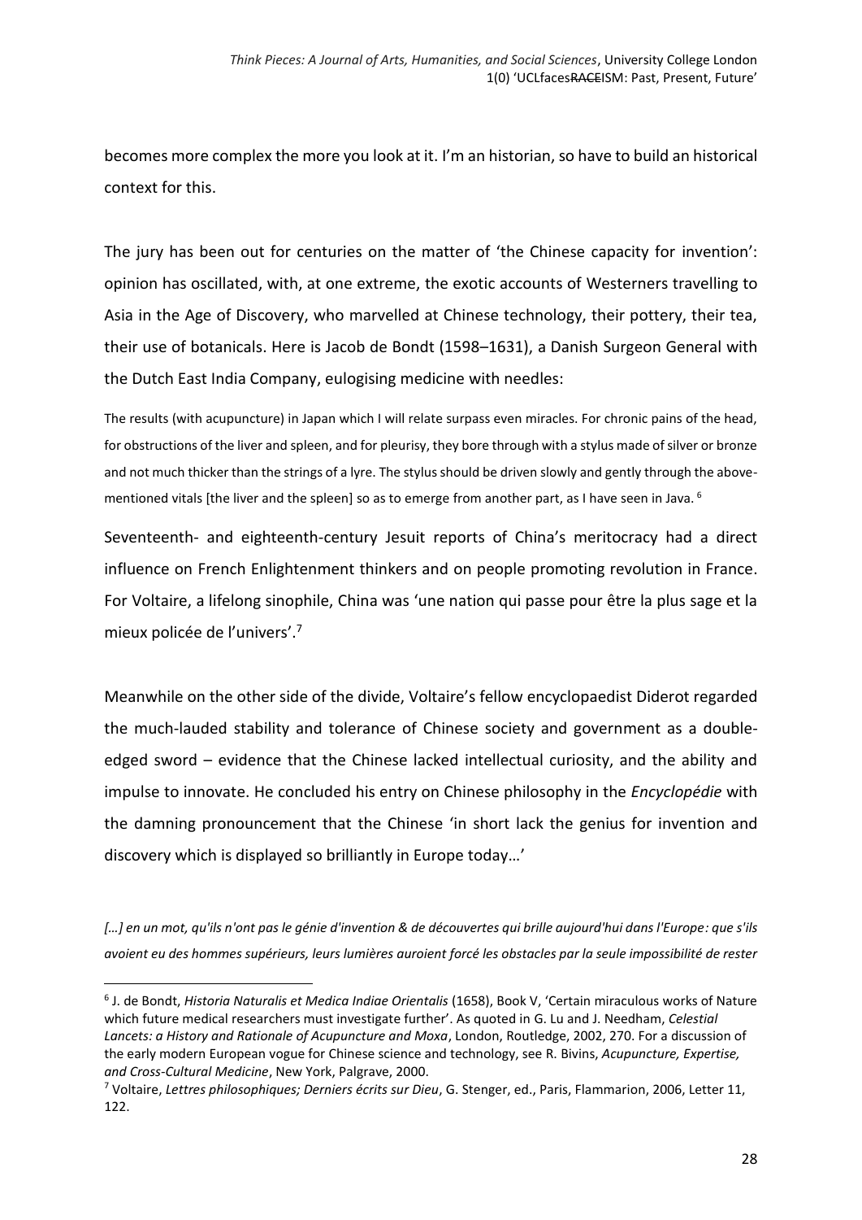becomes more complex the more you look at it. I'm an historian, so have to build an historical context for this.

The jury has been out for centuries on the matter of 'the Chinese capacity for invention': opinion has oscillated, with, at one extreme, the exotic accounts of Westerners travelling to Asia in the Age of Discovery, who marvelled at Chinese technology, their pottery, their tea, their use of botanicals. Here is Jacob de Bondt (1598–1631), a Danish Surgeon General with the Dutch East India Company, eulogising medicine with needles:

> The results (with acupuncture) in Japan which I will relate surpass even miracles. For chronic pains of the head, for obstructions of the liver and spleen, and for pleurisy, they bore through with a stylus made of silver or bronze and not much thicker than the strings of a lyre. The stylus should be driven slowly and gently through the above-mentioned vitals [the liver and the spleen] so as to emerge from another part, as I have seen in Java. [6]

Seventeenth- and eighteenth-century Jesuit reports of China's meritocracy had a direct influence on French Enlightenment thinkers and on people promoting revolution in France. For Voltaire, a lifelong sinophile, China was 'une nation qui passe pour être la plus sage et la mieux policée de l'univers'.[7]

Meanwhile on the other side of the divide, Voltaire's fellow encyclopaedist Diderot regarded the much-lauded stability and tolerance of Chinese society and government as a double-edged sword – evidence that the Chinese lacked intellectual curiosity, and the ability and impulse to innovate. He concluded his entry on Chinese philosophy in the *Encyclopédie* with the damning pronouncement that the Chinese 'in short lack the genius for invention and discovery which is displayed so brilliantly in Europe today…'

*[…] en un mot, qu'ils n'ont pas le génie d'invention & de découvertes qui brille aujourd'hui dans l'Europe: que s'ils avoient eu des hommes supérieurs, leurs lumières auroient forcé les obstacles par la seule impossibilité de rester*

---

[6] J. de Bondt, *Historia Naturalis et Medica Indiae Orientalis* (1658), Book V, 'Certain miraculous works of Nature which future medical researchers must investigate further'. As quoted in G. Lu and J. Needham, *Celestial Lancets: a History and Rationale of Acupuncture and Moxa*, London, Routledge, 2002, 270. For a discussion of the early modern European vogue for Chinese science and technology, see R. Bivins, *Acupuncture, Expertise, and Cross-Cultural Medicine*, New York, Palgrave, 2000.

[7] Voltaire, *Lettres philosophiques; Derniers écrits sur Dieu*, G. Stenger, ed., Paris, Flammarion, 2006, Letter 11, 122.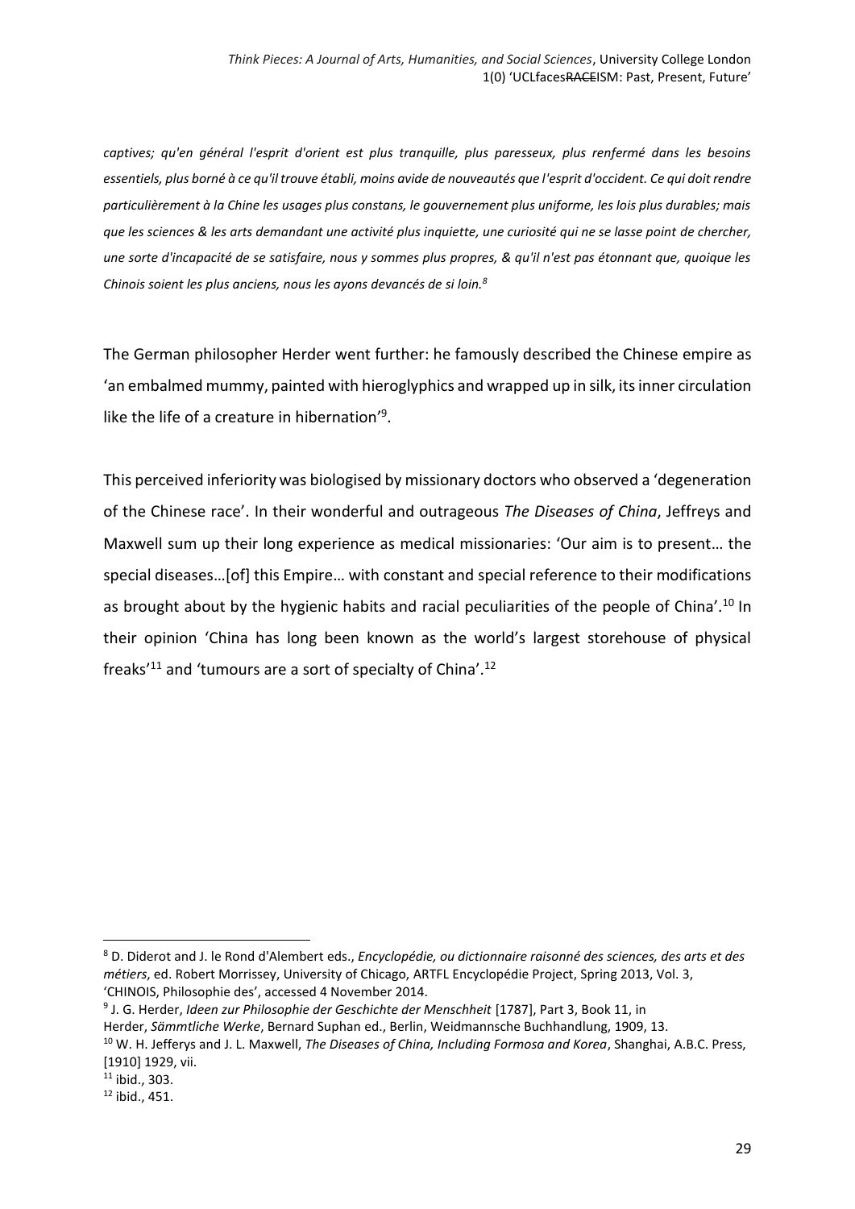*captives; qu'en général l'esprit d'orient est plus tranquille, plus paresseux, plus renfermé dans les besoins essentiels, plus borné à ce qu'il trouve établi, moins avide de nouveautés que l'esprit d'occident. Ce qui doit rendre particulièrement à la Chine les usages plus constans, le gouvernement plus uniforme, les lois plus durables; mais que les sciences & les arts demandant une activité plus inquiette, une curiosité qui ne se lasse point de chercher, une sorte d'incapacité de se satisfaire, nous y sommes plus propres, & qu'il n'est pas étonnant que, quoique les Chinois soient les plus anciens, nous les ayons devancés de si loin.*[8]

The German philosopher Herder went further: he famously described the Chinese empire as 'an embalmed mummy, painted with hieroglyphics and wrapped up in silk, its inner circulation like the life of a creature in hibernation'[9].

This perceived inferiority was biologised by missionary doctors who observed a 'degeneration of the Chinese race'. In their wonderful and outrageous *The Diseases of China*, Jeffreys and Maxwell sum up their long experience as medical missionaries: 'Our aim is to present… the special diseases…[of] this Empire… with constant and special reference to their modifications as brought about by the hygienic habits and racial peculiarities of the people of China'.[10] In their opinion 'China has long been known as the world's largest storehouse of physical freaks'[11] and 'tumours are a sort of specialty of China'.[12]

---

[8] D. Diderot and J. le Rond d'Alembert eds., *Encyclopédie, ou dictionnaire raisonné des sciences, des arts et des métiers*, ed. Robert Morrissey, University of Chicago, ARTFL Encyclopédie Project, Spring 2013, Vol. 3, 'CHINOIS, Philosophie des', accessed 4 November 2014.

[9] J. G. Herder, *Ideen zur Philosophie der Geschichte der Menschheit* [1787], Part 3, Book 11, in Herder, *Sämmtliche Werke*, Bernard Suphan ed., Berlin, Weidmannsche Buchhandlung, 1909, 13.

[10] W. H. Jefferys and J. L. Maxwell, *The Diseases of China, Including Formosa and Korea*, Shanghai, A.B.C. Press, [1910] 1929, vii.

[11] ibid., 303.

[12] ibid., 451.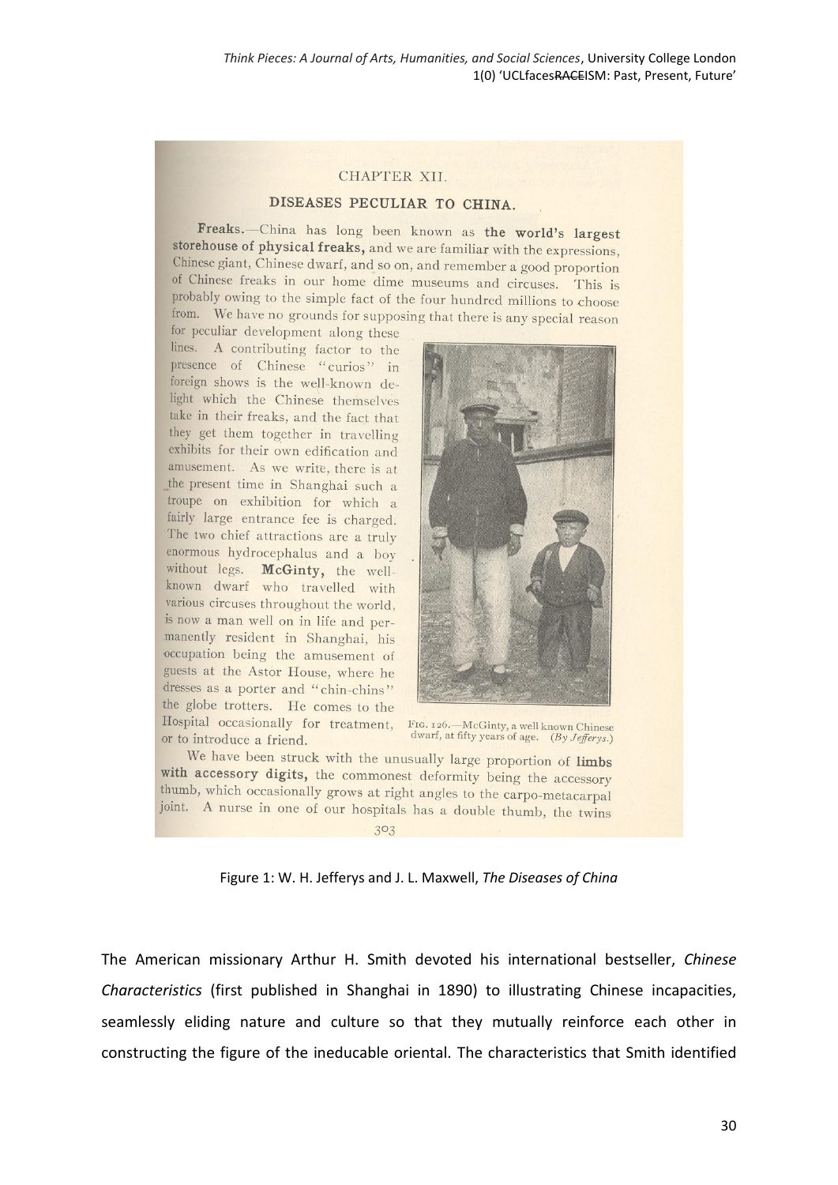CHAPTER XII.

DISEASES PECULIAR TO CHINA.

**Freaks.**—China has long been known as **the world's largest storehouse of physical freaks,** and we are familiar with the expressions, Chinese giant, Chinese dwarf, and so on, and remember a good proportion of Chinese freaks in our home dime museums and circuses. This is probably owing to the simple fact of the four hundred millions to choose from. We have no grounds for supposing that there is any special reason for peculiar development along these lines. A contributing factor to the presence of Chinese "curios" in foreign shows is the well-known delight which the Chinese themselves take in their freaks, and the fact that they get them together in travelling exhibits for their own edification and amusement. As we write, there is at the present time in Shanghai such a troupe on exhibition for which a fairly large entrance fee is charged. The two chief attractions are a truly enormous hydrocephalus and a boy without legs. **McGinty,** the well-known dwarf who travelled with various circuses throughout the world, is now a man well on in life and permanently resident in Shanghai, his occupation being the amusement of guests at the Astor House, where he dresses as a porter and "chin-chins" the globe trotters. He comes to the Hospital occasionally for treatment, or to introduce a friend.

FIG. 126.—McGinty, a well known Chinese dwarf, at fifty years of age. (*By Jefferys.*)

We have been struck with the unusually large proportion of **limbs with accessory digits,** the commonest deformity being the accessory thumb, which occasionally grows at right angles to the carpo-metacarpal joint. A nurse in one of our hospitals has a double thumb, the twins

303

Figure 1: W. H. Jefferys and J. L. Maxwell, *The Diseases of China*

The American missionary Arthur H. Smith devoted his international bestseller, *Chinese Characteristics* (first published in Shanghai in 1890) to illustrating Chinese incapacities, seamlessly eliding nature and culture so that they mutually reinforce each other in constructing the figure of the ineducable oriental. The characteristics that Smith identified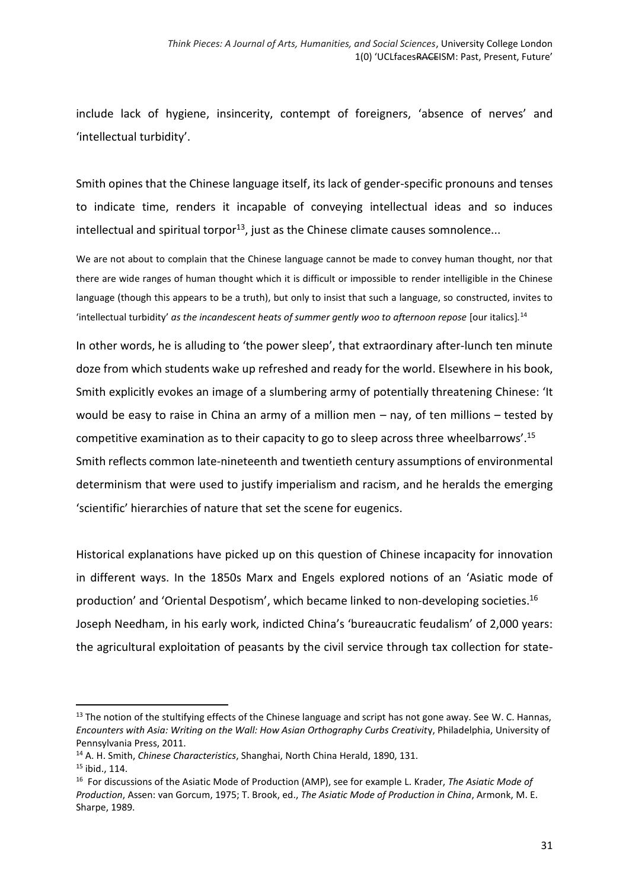include lack of hygiene, insincerity, contempt of foreigners, 'absence of nerves' and 'intellectual turbidity'.

Smith opines that the Chinese language itself, its lack of gender-specific pronouns and tenses to indicate time, renders it incapable of conveying intellectual ideas and so induces intellectual and spiritual torpor[13], just as the Chinese climate causes somnolence...

> We are not about to complain that the Chinese language cannot be made to convey human thought, nor that there are wide ranges of human thought which it is difficult or impossible to render intelligible in the Chinese language (though this appears to be a truth), but only to insist that such a language, so constructed, invites to 'intellectual turbidity' *as the incandescent heats of summer gently woo to afternoon repose* [our italics].[14]

In other words, he is alluding to 'the power sleep', that extraordinary after-lunch ten minute doze from which students wake up refreshed and ready for the world. Elsewhere in his book, Smith explicitly evokes an image of a slumbering army of potentially threatening Chinese: 'It would be easy to raise in China an army of a million men – nay, of ten millions – tested by competitive examination as to their capacity to go to sleep across three wheelbarrows'.[15]
Smith reflects common late-nineteenth and twentieth century assumptions of environmental determinism that were used to justify imperialism and racism, and he heralds the emerging 'scientific' hierarchies of nature that set the scene for eugenics.

Historical explanations have picked up on this question of Chinese incapacity for innovation in different ways. In the 1850s Marx and Engels explored notions of an 'Asiatic mode of production' and 'Oriental Despotism', which became linked to non-developing societies.[16]
Joseph Needham, in his early work, indicted China's 'bureaucratic feudalism' of 2,000 years: the agricultural exploitation of peasants by the civil service through tax collection for state-

---

[13] The notion of the stultifying effects of the Chinese language and script has not gone away. See W. C. Hannas, *Encounters with Asia: Writing on the Wall: How Asian Orthography Curbs Creativity*, Philadelphia, University of Pennsylvania Press, 2011.

[14] A. H. Smith, *Chinese Characteristics*, Shanghai, North China Herald, 1890, 131.

[15] ibid., 114.

[16] For discussions of the Asiatic Mode of Production (AMP), see for example L. Krader, *The Asiatic Mode of Production*, Assen: van Gorcum, 1975; T. Brook, ed., *The Asiatic Mode of Production in China*, Armonk, M. E. Sharpe, 1989.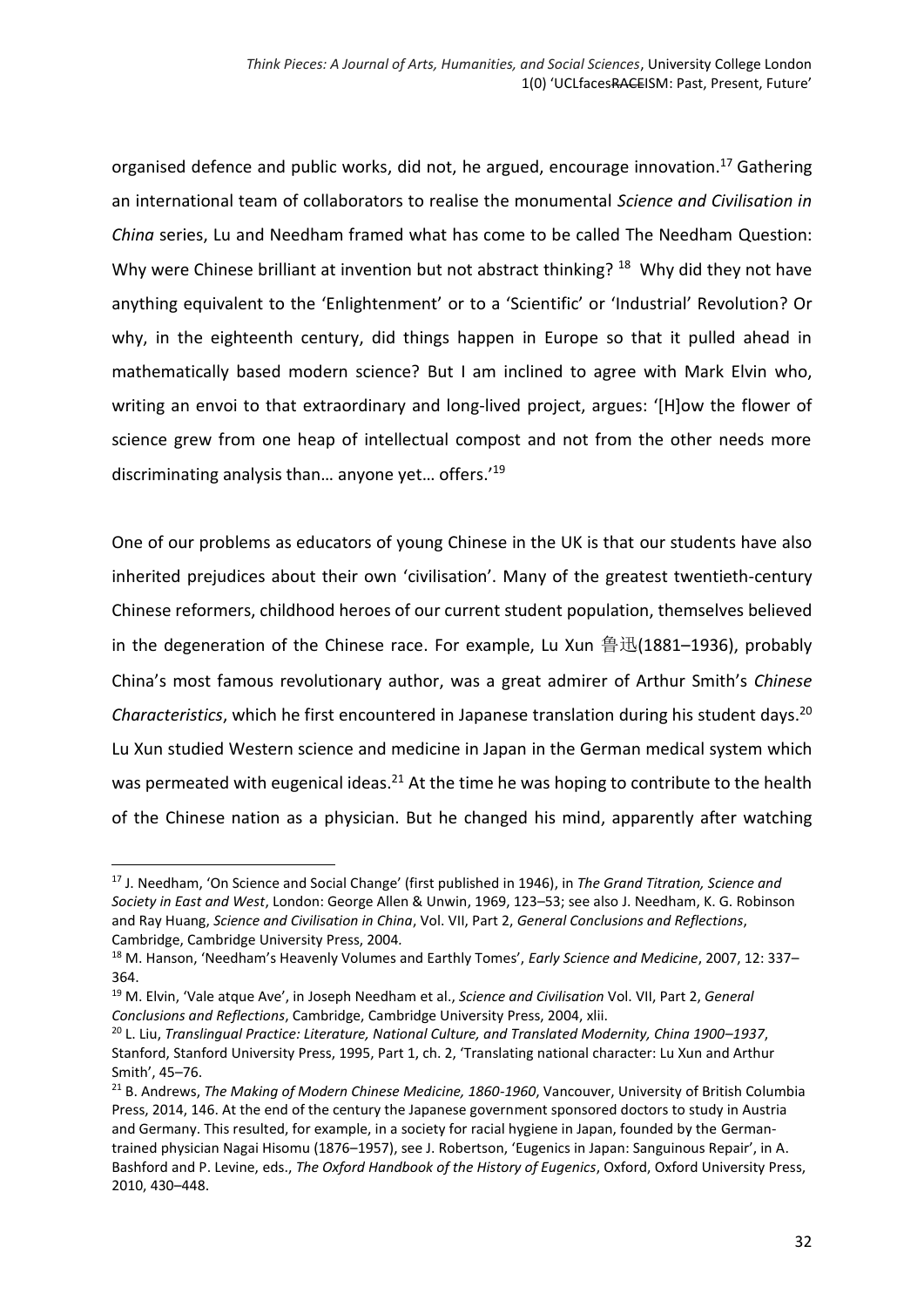organised defence and public works, did not, he argued, encourage innovation.[17] Gathering an international team of collaborators to realise the monumental *Science and Civilisation in China* series, Lu and Needham framed what has come to be called The Needham Question: Why were Chinese brilliant at invention but not abstract thinking? [18] Why did they not have anything equivalent to the 'Enlightenment' or to a 'Scientific' or 'Industrial' Revolution? Or why, in the eighteenth century, did things happen in Europe so that it pulled ahead in mathematically based modern science? But I am inclined to agree with Mark Elvin who, writing an envoi to that extraordinary and long-lived project, argues: '[H]ow the flower of science grew from one heap of intellectual compost and not from the other needs more discriminating analysis than… anyone yet… offers.'[19]

One of our problems as educators of young Chinese in the UK is that our students have also inherited prejudices about their own 'civilisation'. Many of the greatest twentieth-century Chinese reformers, childhood heroes of our current student population, themselves believed in the degeneration of the Chinese race. For example, Lu Xun 鲁迅(1881–1936), probably China's most famous revolutionary author, was a great admirer of Arthur Smith's *Chinese Characteristics*, which he first encountered in Japanese translation during his student days.[20] Lu Xun studied Western science and medicine in Japan in the German medical system which was permeated with eugenical ideas.[21] At the time he was hoping to contribute to the health of the Chinese nation as a physician. But he changed his mind, apparently after watching

---

[17] J. Needham, 'On Science and Social Change' (first published in 1946), in *The Grand Titration, Science and Society in East and West*, London: George Allen & Unwin, 1969, 123–53; see also J. Needham, K. G. Robinson and Ray Huang, *Science and Civilisation in China*, Vol. VII, Part 2, *General Conclusions and Reflections*, Cambridge, Cambridge University Press, 2004.

[18] M. Hanson, 'Needham's Heavenly Volumes and Earthly Tomes', *Early Science and Medicine*, 2007, 12: 337–364.

[19] M. Elvin, 'Vale atque Ave', in Joseph Needham et al., *Science and Civilisation* Vol. VII, Part 2, *General Conclusions and Reflections*, Cambridge, Cambridge University Press, 2004, xlii.

[20] L. Liu, *Translingual Practice: Literature, National Culture, and Translated Modernity, China 1900–1937*, Stanford, Stanford University Press, 1995, Part 1, ch. 2, 'Translating national character: Lu Xun and Arthur Smith', 45–76.

[21] B. Andrews, *The Making of Modern Chinese Medicine, 1860-1960*, Vancouver, University of British Columbia Press, 2014, 146. At the end of the century the Japanese government sponsored doctors to study in Austria and Germany. This resulted, for example, in a society for racial hygiene in Japan, founded by the German-trained physician Nagai Hisomu (1876–1957), see J. Robertson, 'Eugenics in Japan: Sanguinous Repair', in A. Bashford and P. Levine, eds., *The Oxford Handbook of the History of Eugenics*, Oxford, Oxford University Press, 2010, 430–448.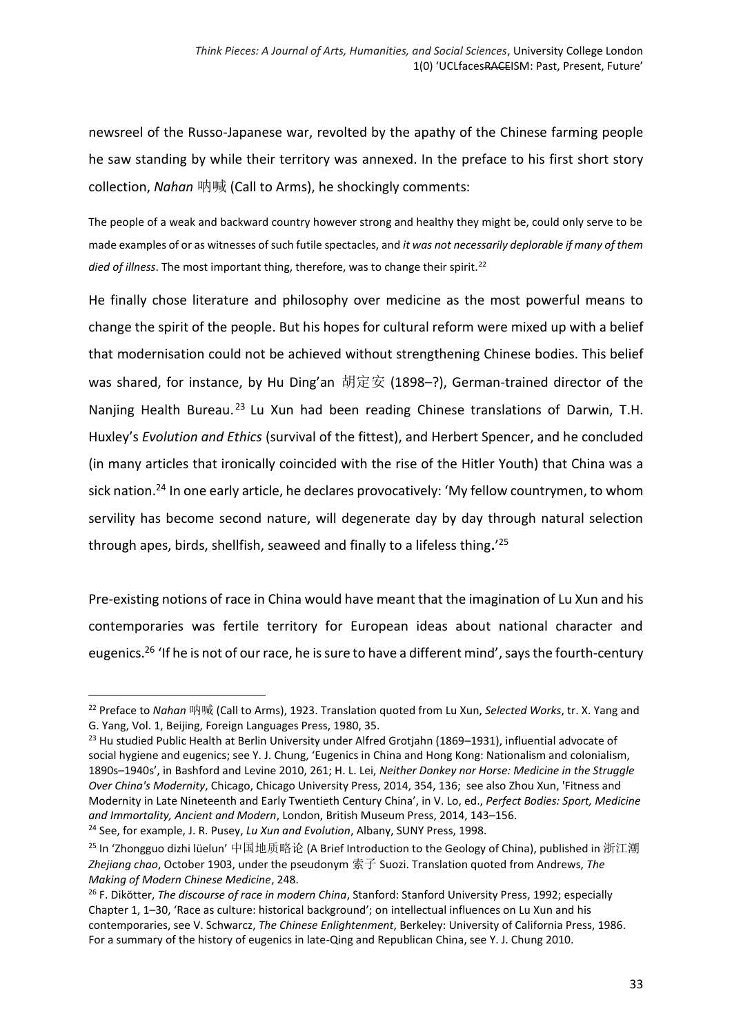newsreel of the Russo-Japanese war, revolted by the apathy of the Chinese farming people he saw standing by while their territory was annexed. In the preface to his first short story collection, *Nahan* 呐喊 (Call to Arms), he shockingly comments:

> The people of a weak and backward country however strong and healthy they might be, could only serve to be made examples of or as witnesses of such futile spectacles, and *it was not necessarily deplorable if many of them died of illness*. The most important thing, therefore, was to change their spirit.[22]

He finally chose literature and philosophy over medicine as the most powerful means to change the spirit of the people. But his hopes for cultural reform were mixed up with a belief that modernisation could not be achieved without strengthening Chinese bodies. This belief was shared, for instance, by Hu Ding'an 胡定安 (1898–?), German-trained director of the Nanjing Health Bureau.[23] Lu Xun had been reading Chinese translations of Darwin, T.H. Huxley's *Evolution and Ethics* (survival of the fittest), and Herbert Spencer, and he concluded (in many articles that ironically coincided with the rise of the Hitler Youth) that China was a sick nation.[24] In one early article, he declares provocatively: 'My fellow countrymen, to whom servility has become second nature, will degenerate day by day through natural selection through apes, birds, shellfish, seaweed and finally to a lifeless thing**.**'[25]

Pre-existing notions of race in China would have meant that the imagination of Lu Xun and his contemporaries was fertile territory for European ideas about national character and eugenics.[26] 'If he is not of our race, he is sure to have a different mind', says the fourth-century

---

[22] Preface to *Nahan* 呐喊 (Call to Arms), 1923. Translation quoted from Lu Xun, *Selected Works*, tr. X. Yang and G. Yang, Vol. 1, Beijing, Foreign Languages Press, 1980, 35.

[23] Hu studied Public Health at Berlin University under Alfred Grotjahn (1869–1931), influential advocate of social hygiene and eugenics; see Y. J. Chung, 'Eugenics in China and Hong Kong: Nationalism and colonialism, 1890s–1940s', in Bashford and Levine 2010, 261; H. L. Lei, *Neither Donkey nor Horse: Medicine in the Struggle Over China's Modernity*, Chicago, Chicago University Press, 2014, 354, 136; see also Zhou Xun, 'Fitness and Modernity in Late Nineteenth and Early Twentieth Century China', in V. Lo, ed., *Perfect Bodies: Sport, Medicine and Immortality, Ancient and Modern*, London, British Museum Press, 2014, 143–156.

[24] See, for example, J. R. Pusey, *Lu Xun and Evolution*, Albany, SUNY Press, 1998.

[25] In 'Zhongguo dizhi lüelun' 中国地质略论 (A Brief Introduction to the Geology of China), published in 浙江潮 *Zhejiang chao*, October 1903, under the pseudonym 索子 Suozi. Translation quoted from Andrews, *The Making of Modern Chinese Medicine*, 248.

[26] F. Dikötter, *The discourse of race in modern China*, Stanford: Stanford University Press, 1992; especially Chapter 1, 1–30, 'Race as culture: historical background'; on intellectual influences on Lu Xun and his contemporaries, see V. Schwarcz, *The Chinese Enlightenment*, Berkeley: University of California Press, 1986. For a summary of the history of eugenics in late-Qing and Republican China, see Y. J. Chung 2010.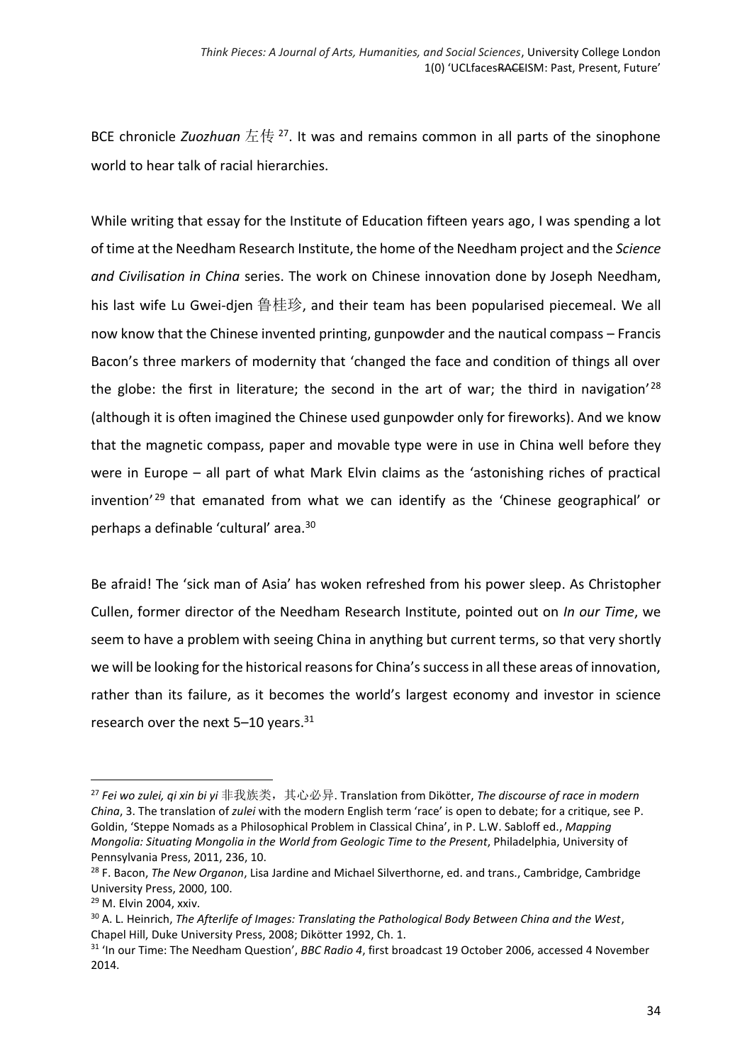BCE chronicle *Zuozhuan* 左传[27]. It was and remains common in all parts of the sinophone world to hear talk of racial hierarchies.

While writing that essay for the Institute of Education fifteen years ago, I was spending a lot of time at the Needham Research Institute, the home of the Needham project and the *Science and Civilisation in China* series. The work on Chinese innovation done by Joseph Needham, his last wife Lu Gwei-djen 鲁桂珍, and their team has been popularised piecemeal. We all now know that the Chinese invented printing, gunpowder and the nautical compass – Francis Bacon's three markers of modernity that 'changed the face and condition of things all over the globe: the first in literature; the second in the art of war; the third in navigation'[28] (although it is often imagined the Chinese used gunpowder only for fireworks). And we know that the magnetic compass, paper and movable type were in use in China well before they were in Europe – all part of what Mark Elvin claims as the 'astonishing riches of practical invention'[29] that emanated from what we can identify as the 'Chinese geographical' or perhaps a definable 'cultural' area.[30]

Be afraid! The 'sick man of Asia' has woken refreshed from his power sleep. As Christopher Cullen, former director of the Needham Research Institute, pointed out on *In our Time*, we seem to have a problem with seeing China in anything but current terms, so that very shortly we will be looking for the historical reasons for China's success in all these areas of innovation, rather than its failure, as it becomes the world's largest economy and investor in science research over the next 5–10 years.[31]

---

[27] *Fei wo zulei, qi xin bi yi* 非我族类，其心必异. Translation from Dikötter, *The discourse of race in modern China*, 3. The translation of *zulei* with the modern English term 'race' is open to debate; for a critique, see P. Goldin, 'Steppe Nomads as a Philosophical Problem in Classical China', in P. L.W. Sabloff ed., *Mapping Mongolia: Situating Mongolia in the World from Geologic Time to the Present*, Philadelphia, University of Pennsylvania Press, 2011, 236, 10.

[28] F. Bacon, *The New Organon*, Lisa Jardine and Michael Silverthorne, ed. and trans., Cambridge, Cambridge University Press, 2000, 100.

[29] M. Elvin 2004, xxiv.

[30] A. L. Heinrich, *The Afterlife of Images: Translating the Pathological Body Between China and the West*, Chapel Hill, Duke University Press, 2008; Dikötter 1992, Ch. 1.

[31] 'In our Time: The Needham Question', *BBC Radio 4*, first broadcast 19 October 2006, accessed 4 November 2014.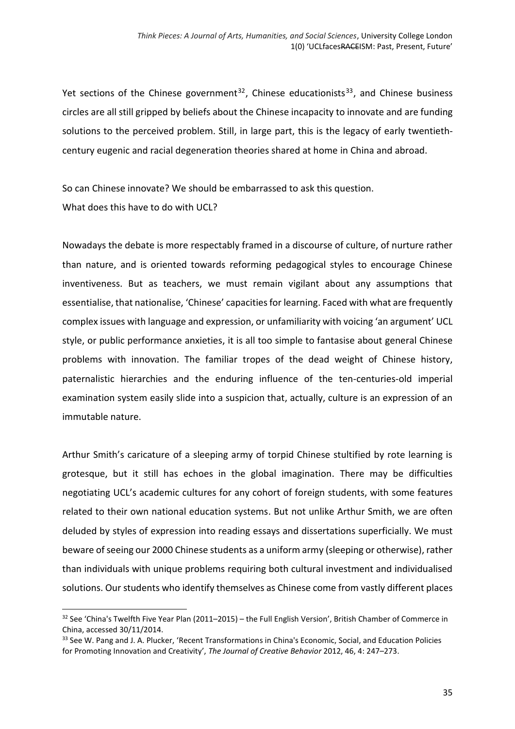Yet sections of the Chinese government[32], Chinese educationists[33], and Chinese business circles are all still gripped by beliefs about the Chinese incapacity to innovate and are funding solutions to the perceived problem. Still, in large part, this is the legacy of early twentieth-century eugenic and racial degeneration theories shared at home in China and abroad.

So can Chinese innovate? We should be embarrassed to ask this question.
What does this have to do with UCL?

Nowadays the debate is more respectably framed in a discourse of culture, of nurture rather than nature, and is oriented towards reforming pedagogical styles to encourage Chinese inventiveness. But as teachers, we must remain vigilant about any assumptions that essentialise, that nationalise, 'Chinese' capacities for learning. Faced with what are frequently complex issues with language and expression, or unfamiliarity with voicing 'an argument' UCL style, or public performance anxieties, it is all too simple to fantasise about general Chinese problems with innovation. The familiar tropes of the dead weight of Chinese history, paternalistic hierarchies and the enduring influence of the ten-centuries-old imperial examination system easily slide into a suspicion that, actually, culture is an expression of an immutable nature.

Arthur Smith's caricature of a sleeping army of torpid Chinese stultified by rote learning is grotesque, but it still has echoes in the global imagination. There may be difficulties negotiating UCL's academic cultures for any cohort of foreign students, with some features related to their own national education systems. But not unlike Arthur Smith, we are often deluded by styles of expression into reading essays and dissertations superficially. We must beware of seeing our 2000 Chinese students as a uniform army (sleeping or otherwise), rather than individuals with unique problems requiring both cultural investment and individualised solutions. Our students who identify themselves as Chinese come from vastly different places

---

[32] See 'China's Twelfth Five Year Plan (2011–2015) – the Full English Version', British Chamber of Commerce in China, accessed 30/11/2014.

[33] See W. Pang and J. A. Plucker, 'Recent Transformations in China's Economic, Social, and Education Policies for Promoting Innovation and Creativity', *The Journal of Creative Behavior* 2012, 46, 4: 247–273.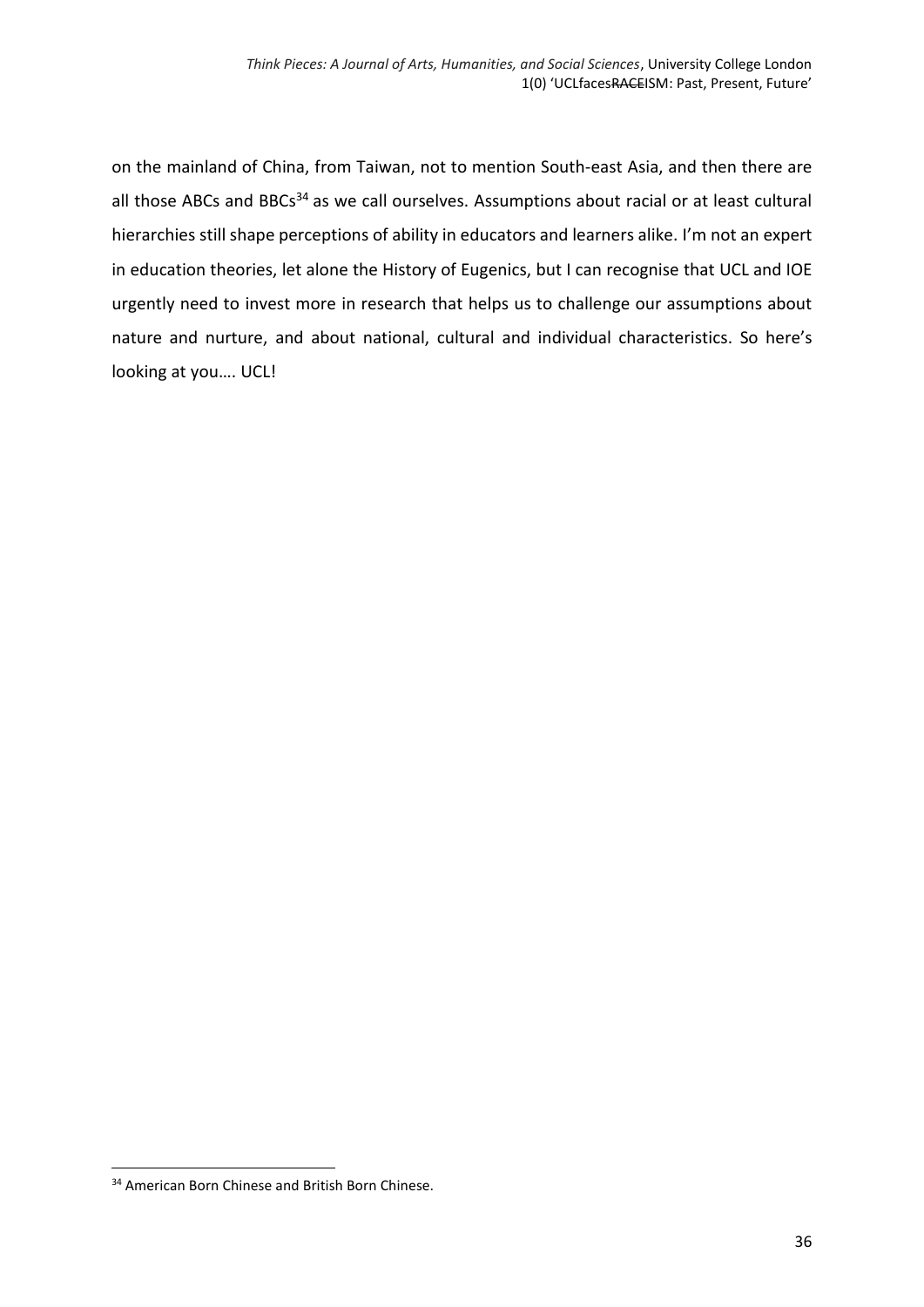on the mainland of China, from Taiwan, not to mention South-east Asia, and then there are all those ABCs and BBCs[34] as we call ourselves. Assumptions about racial or at least cultural hierarchies still shape perceptions of ability in educators and learners alike. I'm not an expert in education theories, let alone the History of Eugenics, but I can recognise that UCL and IOE urgently need to invest more in research that helps us to challenge our assumptions about nature and nurture, and about national, cultural and individual characteristics. So here's looking at you…. UCL!

[34] American Born Chinese and British Born Chinese.